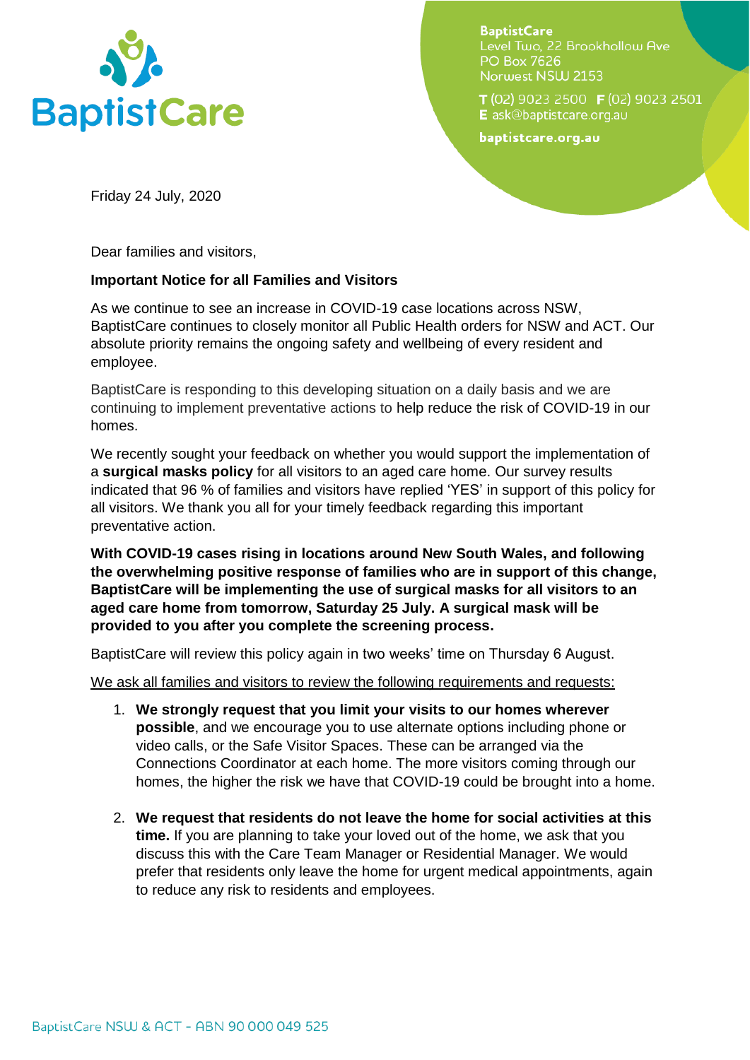BaptistCare
Level Two, 22 Brookhollow Ave
PO Box 7626
Norwest NSW 2153

**T** (02) 9023 2500 **F** (02) 9023 2501
**E** ask@baptistcare.org.au

**baptistcare.org.au**

Friday 24 July, 2020

Dear families and visitors,

**Important Notice for all Families and Visitors**

As we continue to see an increase in COVID-19 case locations across NSW, BaptistCare continues to closely monitor all Public Health orders for NSW and ACT. Our absolute priority remains the ongoing safety and wellbeing of every resident and employee.

BaptistCare is responding to this developing situation on a daily basis and we are continuing to implement preventative actions to help reduce the risk of COVID-19 in our homes.

We recently sought your feedback on whether you would support the implementation of a **surgical masks policy** for all visitors to an aged care home. Our survey results indicated that 96 % of families and visitors have replied 'YES' in support of this policy for all visitors. We thank you all for your timely feedback regarding this important preventative action.

**With COVID-19 cases rising in locations around New South Wales, and following the overwhelming positive response of families who are in support of this change, BaptistCare will be implementing the use of surgical masks for all visitors to an aged care home from tomorrow, Saturday 25 July. A surgical mask will be provided to you after you complete the screening process.**

BaptistCare will review this policy again in two weeks' time on Thursday 6 August.

<u>We ask all families and visitors to review the following requirements and requests:</u>

1. **We strongly request that you limit your visits to our homes wherever possible**, and we encourage you to use alternate options including phone or video calls, or the Safe Visitor Spaces. These can be arranged via the Connections Coordinator at each home. The more visitors coming through our homes, the higher the risk we have that COVID-19 could be brought into a home.

2. **We request that residents do not leave the home for social activities at this time.** If you are planning to take your loved out of the home, we ask that you discuss this with the Care Team Manager or Residential Manager. We would prefer that residents only leave the home for urgent medical appointments, again to reduce any risk to residents and employees.

BaptistCare NSW & ACT - ABN 90 000 049 525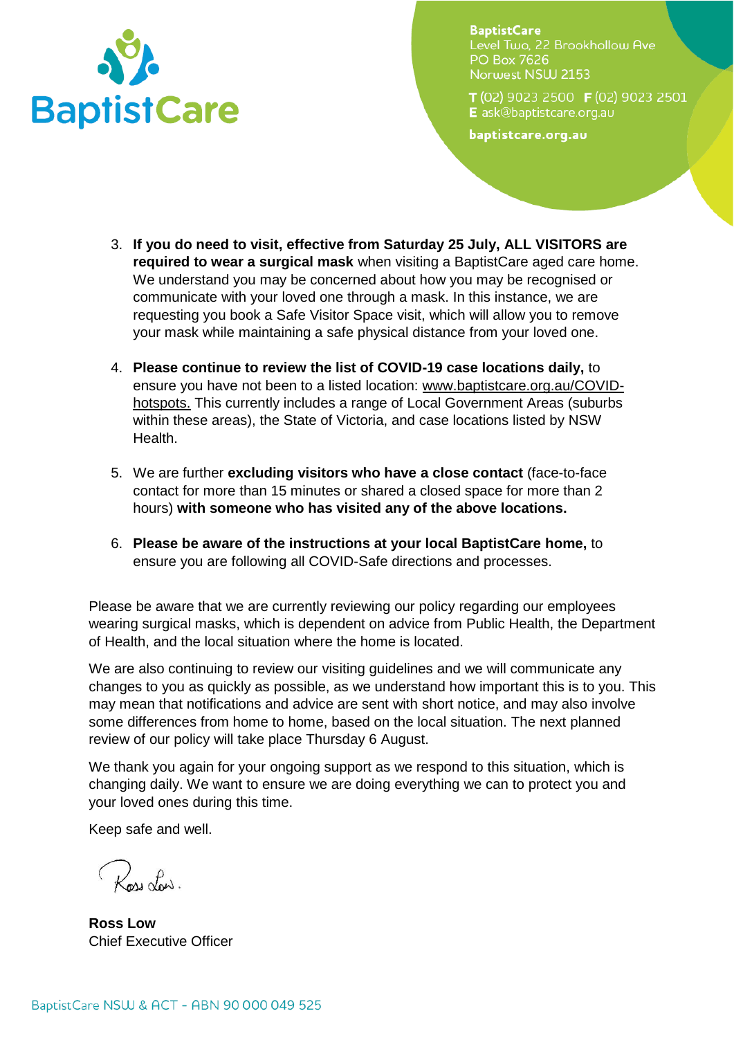BaptistCare
Level Two, 22 Brookhollow Ave
PO Box 7626
Norwest NSW 2153

**T** (02) 9023 2500 **F** (02) 9023 2501
**E** ask@baptistcare.org.au

**baptistcare.org.au**

3. **If you do need to visit, effective from Saturday 25 July, ALL VISITORS are required to wear a surgical mask** when visiting a BaptistCare aged care home. We understand you may be concerned about how you may be recognised or communicate with your loved one through a mask. In this instance, we are requesting you book a Safe Visitor Space visit, which will allow you to remove your mask while maintaining a safe physical distance from your loved one.

4. **Please continue to review the list of COVID-19 case locations daily,** to ensure you have not been to a listed location: www.baptistcare.org.au/COVID-hotspots. This currently includes a range of Local Government Areas (suburbs within these areas), the State of Victoria, and case locations listed by NSW Health.

5. We are further **excluding visitors who have a close contact** (face-to-face contact for more than 15 minutes or shared a closed space for more than 2 hours) **with someone who has visited any of the above locations.**

6. **Please be aware of the instructions at your local BaptistCare home,** to ensure you are following all COVID-Safe directions and processes.

Please be aware that we are currently reviewing our policy regarding our employees wearing surgical masks, which is dependent on advice from Public Health, the Department of Health, and the local situation where the home is located.

We are also continuing to review our visiting guidelines and we will communicate any changes to you as quickly as possible, as we understand how important this is to you. This may mean that notifications and advice are sent with short notice, and may also involve some differences from home to home, based on the local situation. The next planned review of our policy will take place Thursday 6 August.

We thank you again for your ongoing support as we respond to this situation, which is changing daily. We want to ensure we are doing everything we can to protect you and your loved ones during this time.

Keep safe and well.

**Ross Low**
Chief Executive Officer

BaptistCare NSW & ACT - ABN 90 000 049 525